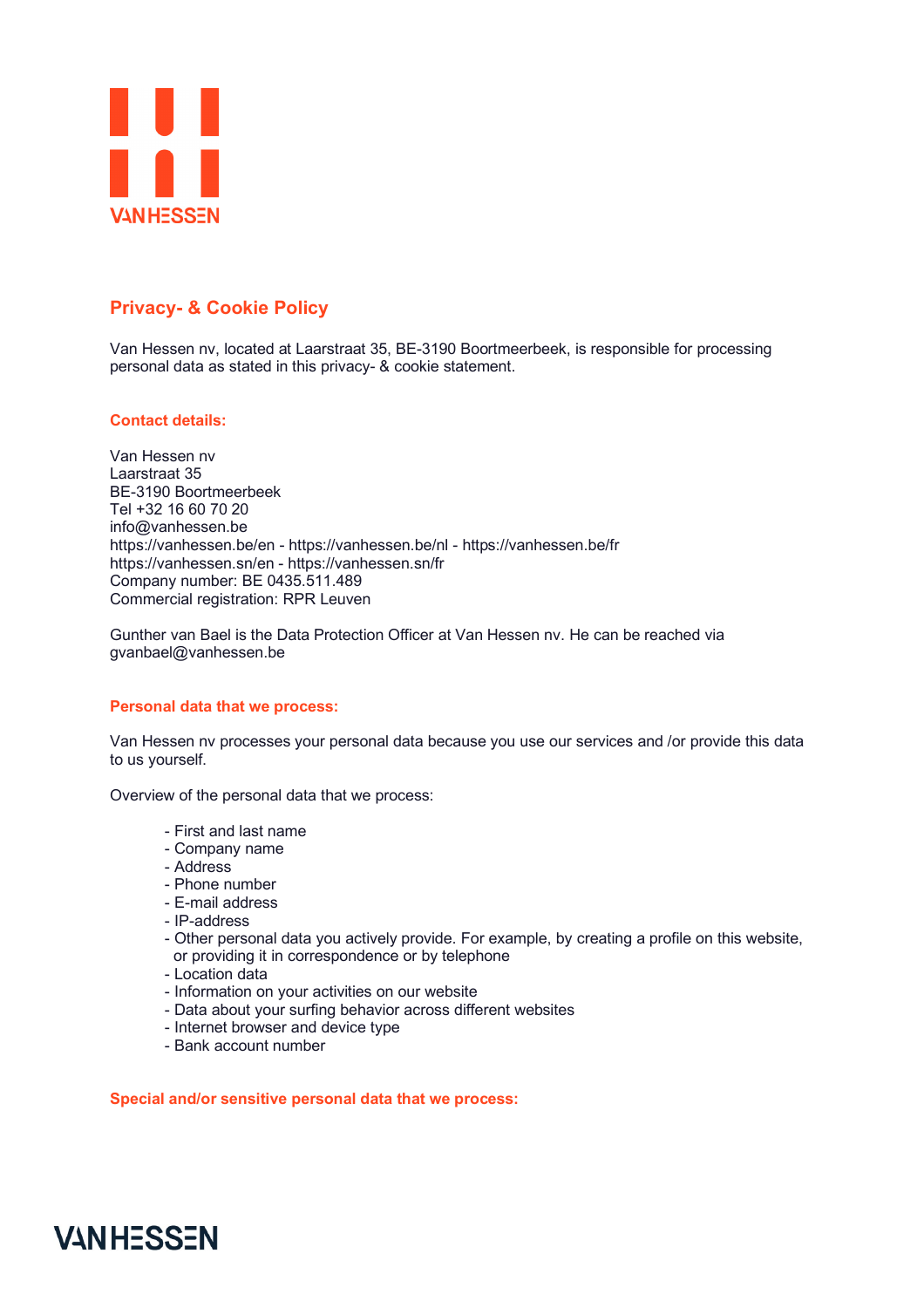## Privacy- & Cookie Policy

Van Hessen nv, located at Laarstraat 35, BE-3190 Boortmeerbeek, is responsible for processing personal data as stated in this privacy- & cookie statement.

### Contact details:

Van Hessen nv
Laarstraat 35
BE-3190 Boortmeerbeek
Tel +32 16 60 70 20
info@vanhessen.be
https://vanhessen.be/en - https://vanhessen.be/nl - https://vanhessen.be/fr
https://vanhessen.sn/en - https://vanhessen.sn/fr
Company number: BE 0435.511.489
Commercial registration: RPR Leuven

Gunther van Bael is the Data Protection Officer at Van Hessen nv. He can be reached via gvanbael@vanhessen.be

### Personal data that we process:

Van Hessen nv processes your personal data because you use our services and /or provide this data to us yourself.

Overview of the personal data that we process:

- First and last name
- Company name
- Address
- Phone number
- E-mail address
- IP-address
- Other personal data you actively provide. For example, by creating a profile on this website, or providing it in correspondence or by telephone
- Location data
- Information on your activities on our website
- Data about your surfing behavior across different websites
- Internet browser and device type
- Bank account number

### Special and/or sensitive personal data that we process: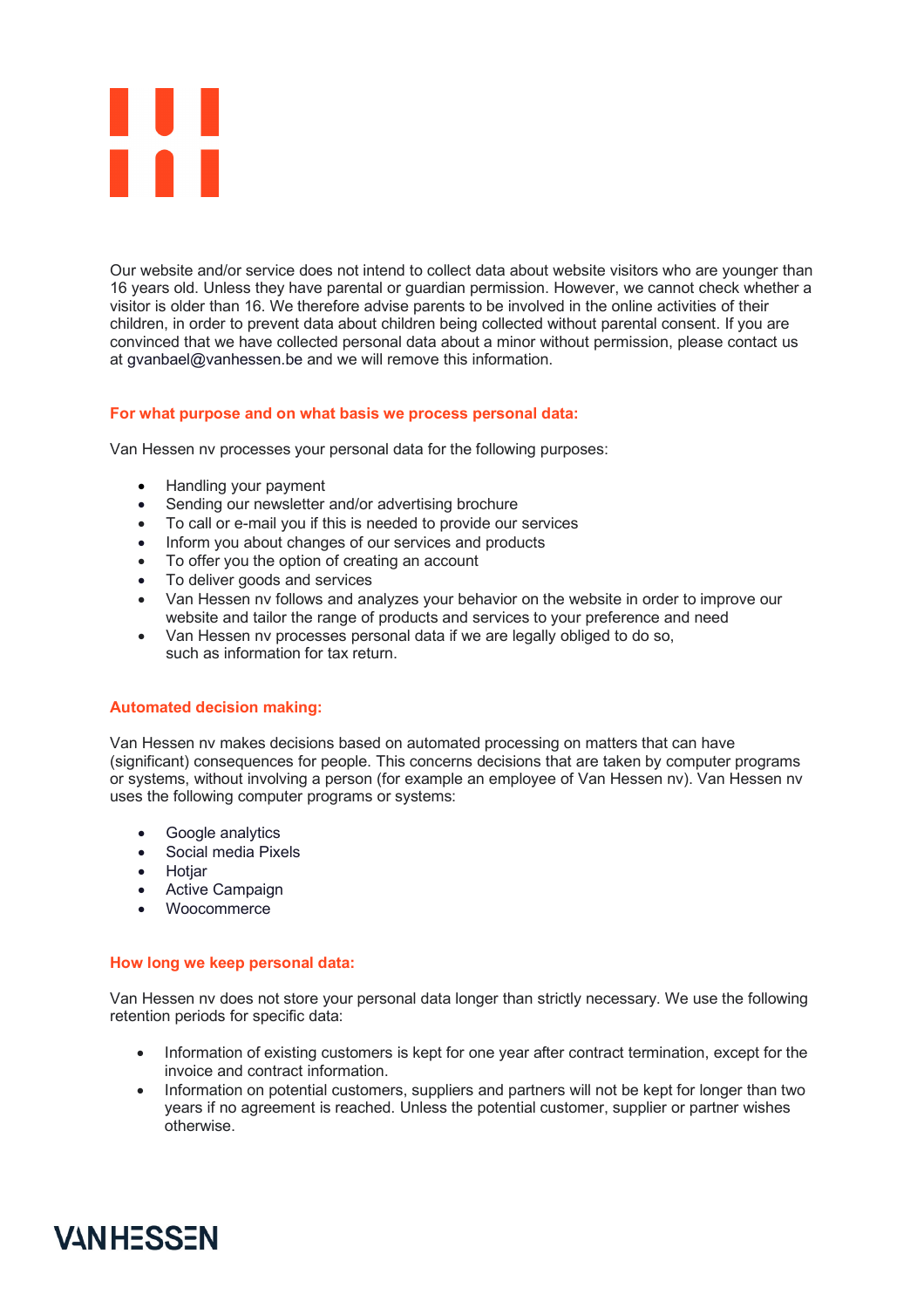Our website and/or service does not intend to collect data about website visitors who are younger than 16 years old. Unless they have parental or guardian permission. However, we cannot check whether a visitor is older than 16. We therefore advise parents to be involved in the online activities of their children, in order to prevent data about children being collected without parental consent. If you are convinced that we have collected personal data about a minor without permission, please contact us at gvanbael@vanhessen.be and we will remove this information.

### For what purpose and on what basis we process personal data:

Van Hessen nv processes your personal data for the following purposes:

- Handling your payment
- Sending our newsletter and/or advertising brochure
- To call or e-mail you if this is needed to provide our services
- Inform you about changes of our services and products
- To offer you the option of creating an account
- To deliver goods and services
- Van Hessen nv follows and analyzes your behavior on the website in order to improve our website and tailor the range of products and services to your preference and need
- Van Hessen nv processes personal data if we are legally obliged to do so, such as information for tax return.

### Automated decision making:

Van Hessen nv makes decisions based on automated processing on matters that can have (significant) consequences for people. This concerns decisions that are taken by computer programs or systems, without involving a person (for example an employee of Van Hessen nv). Van Hessen nv uses the following computer programs or systems:

- Google analytics
- Social media Pixels
- Hotjar
- Active Campaign
- Woocommerce

### How long we keep personal data:

Van Hessen nv does not store your personal data longer than strictly necessary. We use the following retention periods for specific data:

- Information of existing customers is kept for one year after contract termination, except for the invoice and contract information.
- Information on potential customers, suppliers and partners will not be kept for longer than two years if no agreement is reached. Unless the potential customer, supplier or partner wishes otherwise.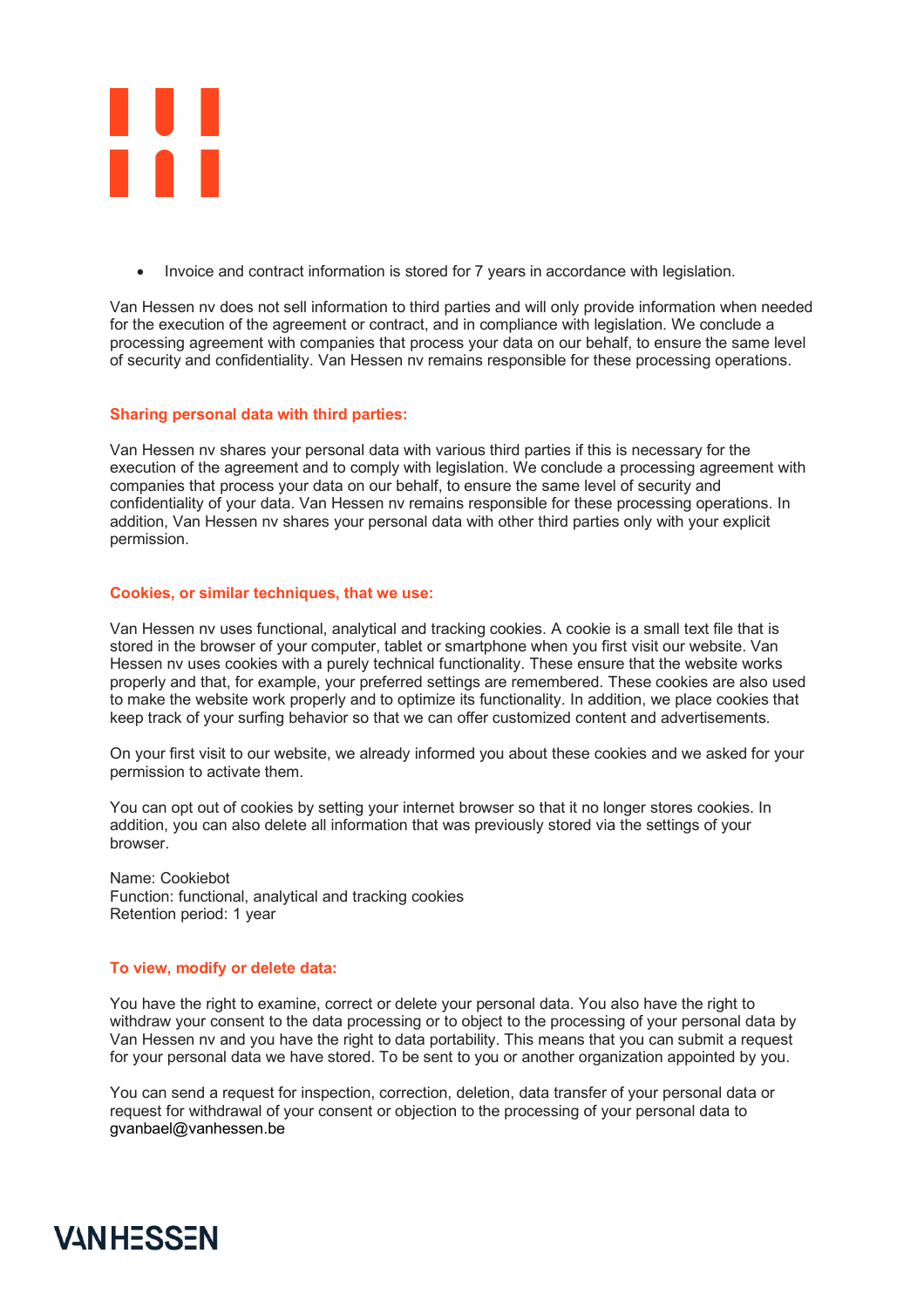- Invoice and contract information is stored for 7 years in accordance with legislation.

Van Hessen nv does not sell information to third parties and will only provide information when needed for the execution of the agreement or contract, and in compliance with legislation. We conclude a processing agreement with companies that process your data on our behalf, to ensure the same level of security and confidentiality. Van Hessen nv remains responsible for these processing operations.

**Sharing personal data with third parties:**

Van Hessen nv shares your personal data with various third parties if this is necessary for the execution of the agreement and to comply with legislation. We conclude a processing agreement with companies that process your data on our behalf, to ensure the same level of security and confidentiality of your data. Van Hessen nv remains responsible for these processing operations. In addition, Van Hessen nv shares your personal data with other third parties only with your explicit permission.

**Cookies, or similar techniques, that we use:**

Van Hessen nv uses functional, analytical and tracking cookies. A cookie is a small text file that is stored in the browser of your computer, tablet or smartphone when you first visit our website. Van Hessen nv uses cookies with a purely technical functionality. These ensure that the website works properly and that, for example, your preferred settings are remembered. These cookies are also used to make the website work properly and to optimize its functionality. In addition, we place cookies that keep track of your surfing behavior so that we can offer customized content and advertisements.

On your first visit to our website, we already informed you about these cookies and we asked for your permission to activate them.

You can opt out of cookies by setting your internet browser so that it no longer stores cookies. In addition, you can also delete all information that was previously stored via the settings of your browser.

Name: Cookiebot
Function: functional, analytical and tracking cookies
Retention period: 1 year

**To view, modify or delete data:**

You have the right to examine, correct or delete your personal data. You also have the right to withdraw your consent to the data processing or to object to the processing of your personal data by Van Hessen nv and you have the right to data portability. This means that you can submit a request for your personal data we have stored. To be sent to you or another organization appointed by you.

You can send a request for inspection, correction, deletion, data transfer of your personal data or request for withdrawal of your consent or objection to the processing of your personal data to gvanbael@vanhessen.be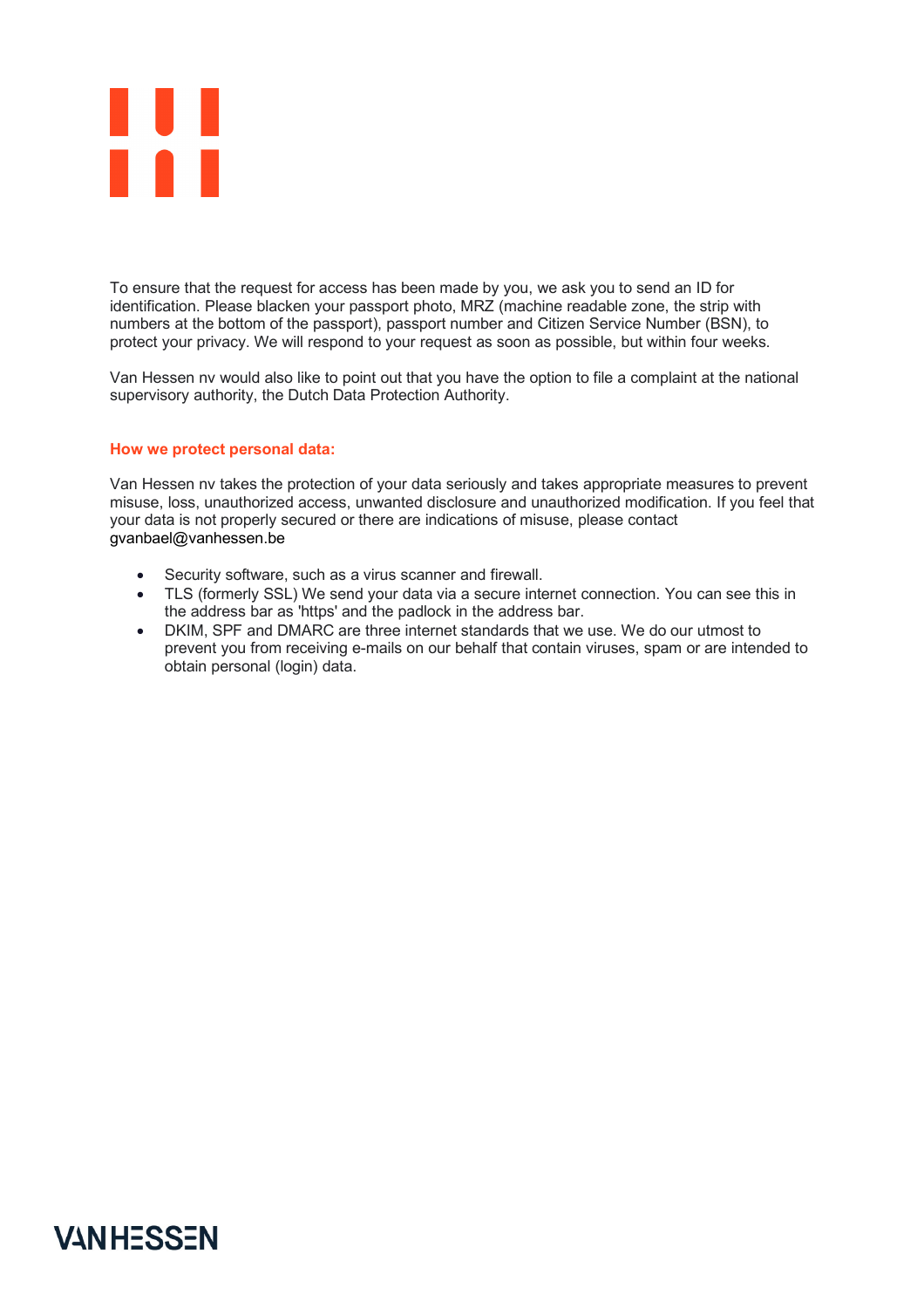To ensure that the request for access has been made by you, we ask you to send an ID for identification. Please blacken your passport photo, MRZ (machine readable zone, the strip with numbers at the bottom of the passport), passport number and Citizen Service Number (BSN), to protect your privacy. We will respond to your request as soon as possible, but within four weeks.

Van Hessen nv would also like to point out that you have the option to file a complaint at the national supervisory authority, the Dutch Data Protection Authority.

### How we protect personal data:

Van Hessen nv takes the protection of your data seriously and takes appropriate measures to prevent misuse, loss, unauthorized access, unwanted disclosure and unauthorized modification. If you feel that your data is not properly secured or there are indications of misuse, please contact gvanbael@vanhessen.be

- Security software, such as a virus scanner and firewall.
- TLS (formerly SSL) We send your data via a secure internet connection. You can see this in the address bar as 'https' and the padlock in the address bar.
- DKIM, SPF and DMARC are three internet standards that we use. We do our utmost to prevent you from receiving e-mails on our behalf that contain viruses, spam or are intended to obtain personal (login) data.